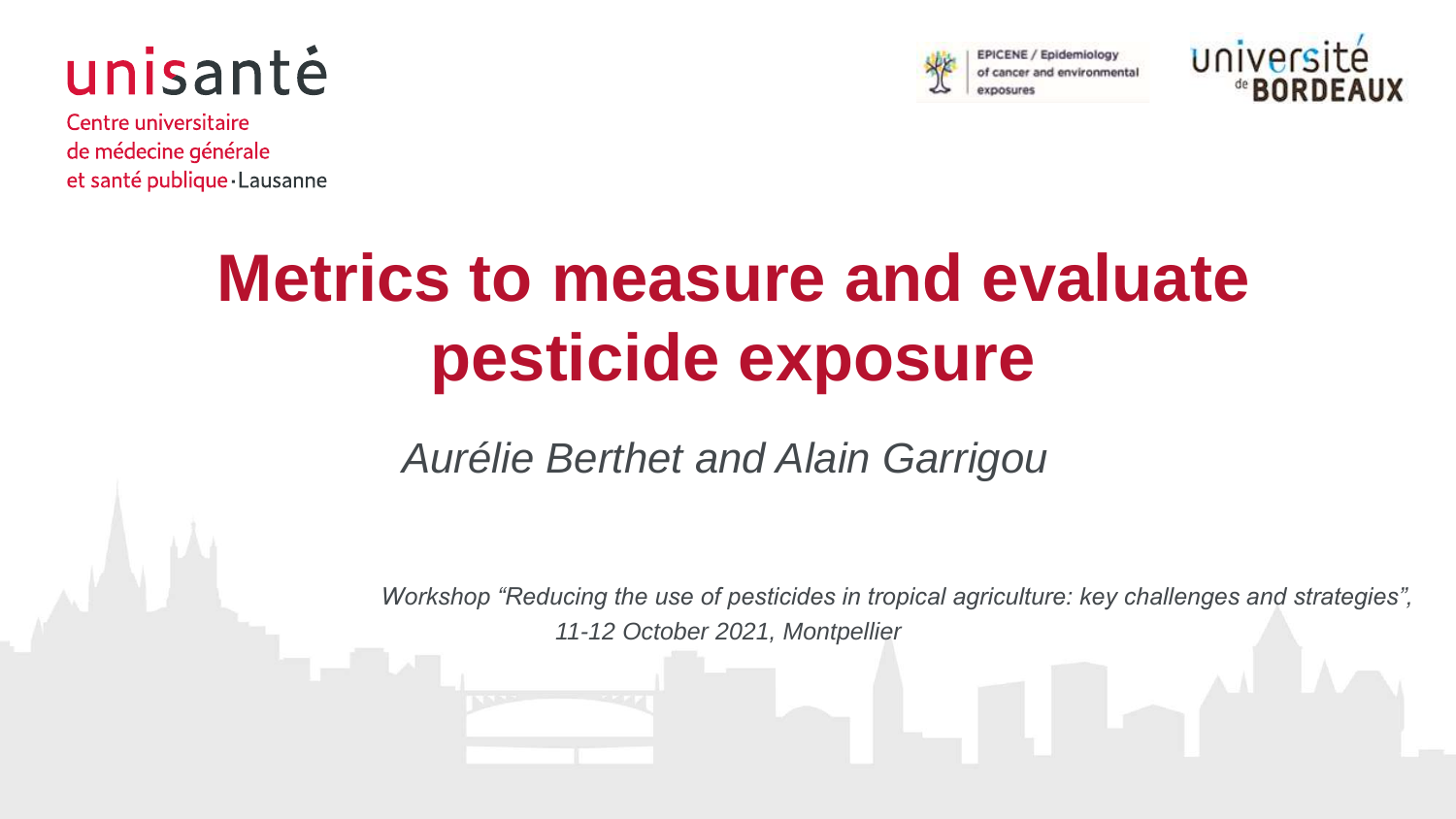unisanté

Centre universitaire
de médecine générale
et santé publique · Lausanne

EPICENE / Epidemiology of cancer and environmental exposures

université de BORDEAUX

# Metrics to measure and evaluate pesticide exposure

*Aurélie Berthet and Alain Garrigou*

*Workshop "Reducing the use of pesticides in tropical agriculture: key challenges and strategies", 11-12 October 2021, Montpellier*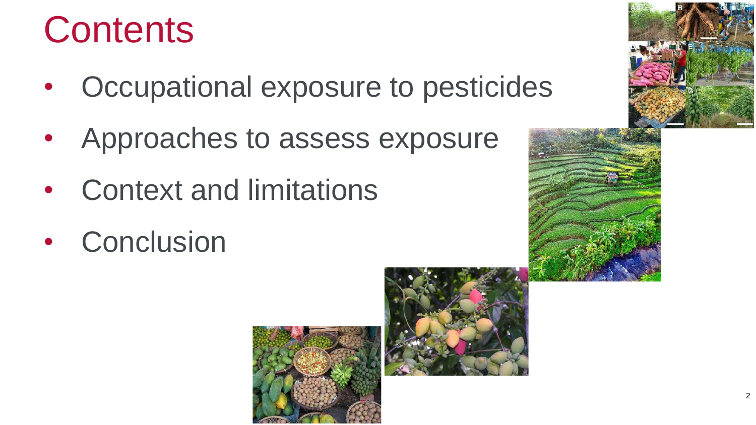# Contents

- Occupational exposure to pesticides
- Approaches to assess exposure
- Context and limitations
- Conclusion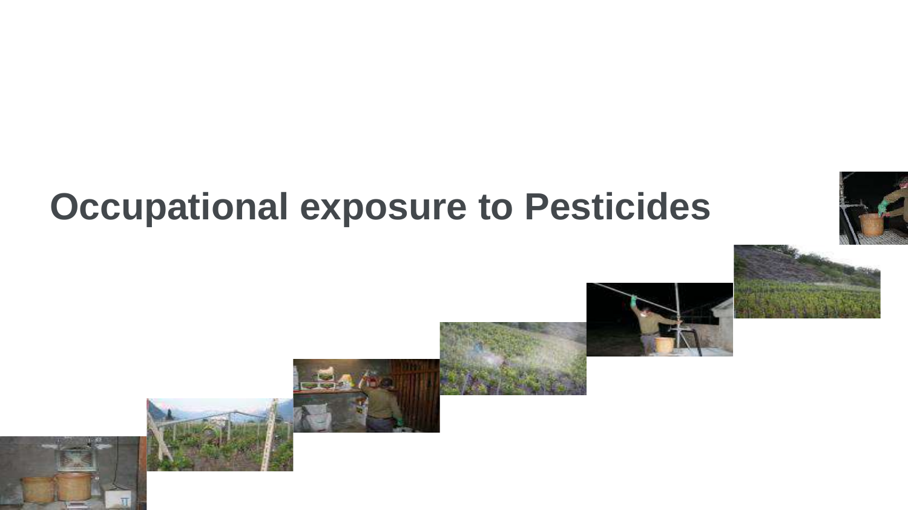# Occupational exposure to Pesticides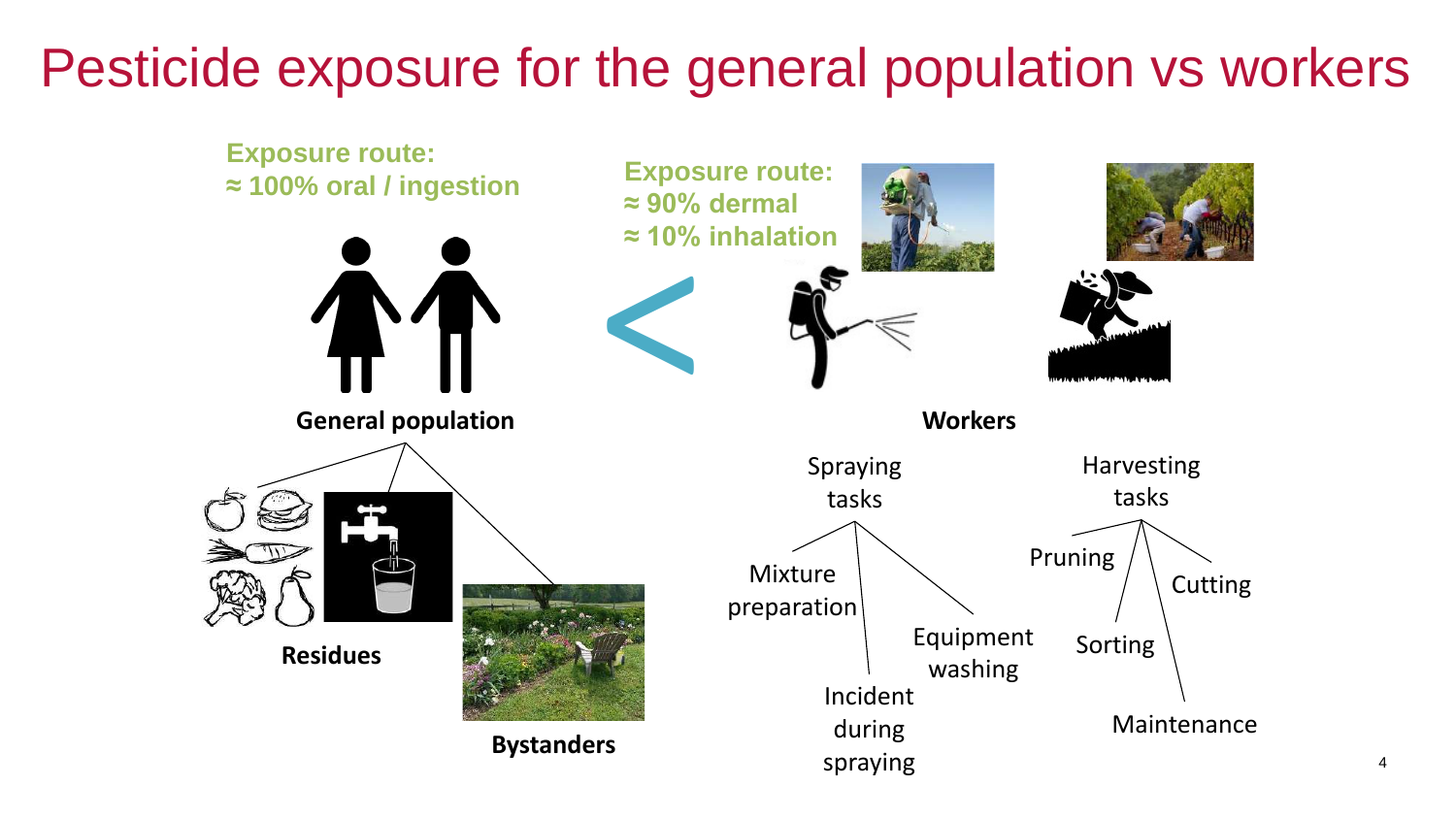# Pesticide exposure for the general population vs workers

**Exposure route:**
**≈ 100% oral / ingestion**

**Exposure route:**
**≈ 90% dermal**
**≈ 10% inhalation**

<

**General population**

- **Residues**
- **Bystanders**

**Workers**

- Spraying tasks
  - Mixture preparation
  - Incident during spraying
  - Equipment washing
- Harvesting tasks
  - Pruning
  - Sorting
  - Maintenance
  - Cutting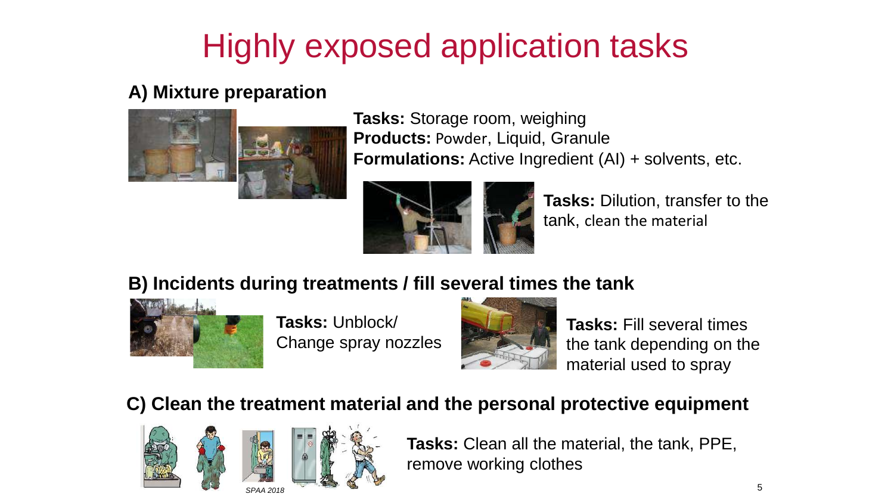# Highly exposed application tasks

## A) Mixture preparation

**Tasks:** Storage room, weighing
**Products:** Powder, Liquid, Granule
**Formulations:** Active Ingredient (AI) + solvents, etc.

**Tasks:** Dilution, transfer to the tank, clean the material

## B) Incidents during treatments / fill several times the tank

**Tasks:** Unblock/ Change spray nozzles

**Tasks:** Fill several times the tank depending on the material used to spray

## C) Clean the treatment material and the personal protective equipment

*SPAA 2018*

**Tasks:** Clean all the material, the tank, PPE, remove working clothes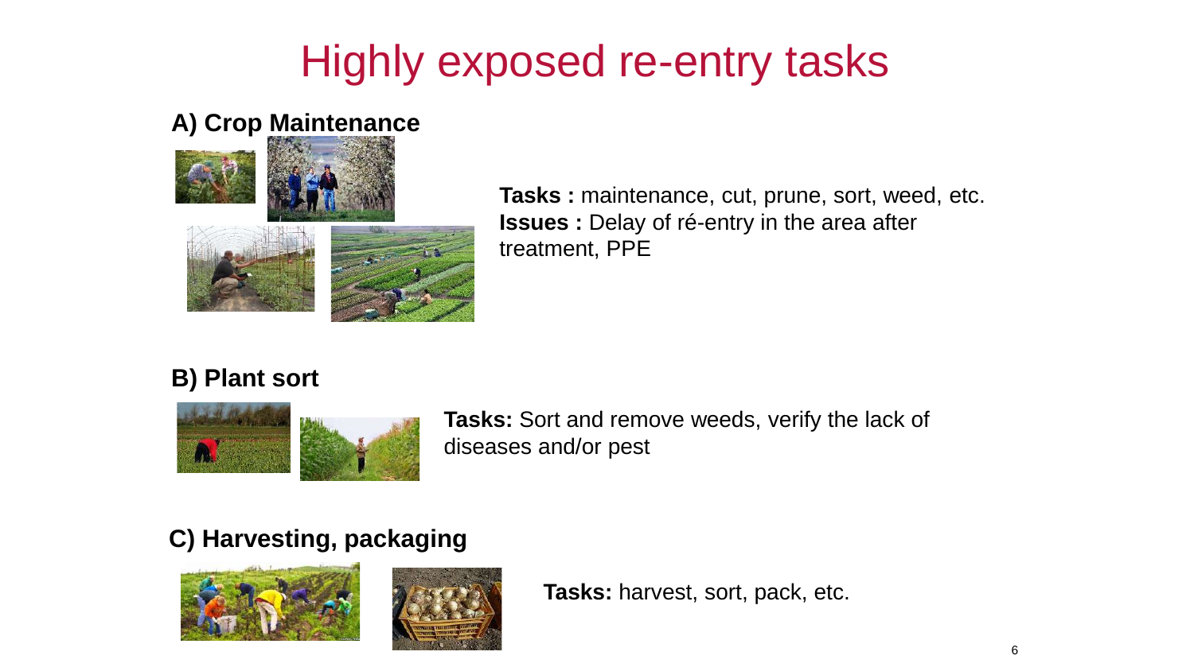# Highly exposed re-entry tasks

## A) Crop Maintenance

**Tasks :** maintenance, cut, prune, sort, weed, etc.
**Issues :** Delay of ré-entry in the area after treatment, PPE

## B) Plant sort

**Tasks:** Sort and remove weeds, verify the lack of diseases and/or pest

## C) Harvesting, packaging

**Tasks:** harvest, sort, pack, etc.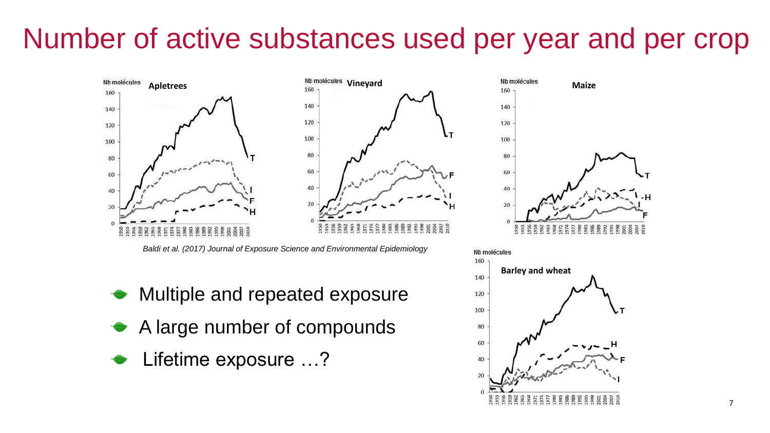# Number of active substances used per year and per crop

*Baldi et al. (2017) Journal of Exposure Science and Environmental Epidemiology*

- Multiple and repeated exposure
- A large number of compounds
- Lifetime exposure …?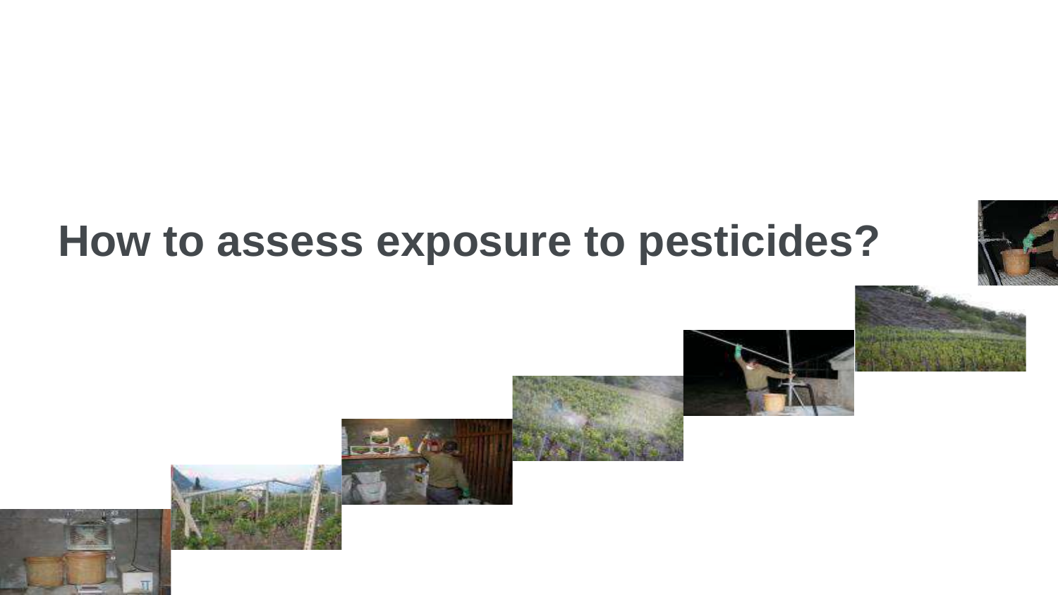# How to assess exposure to pesticides?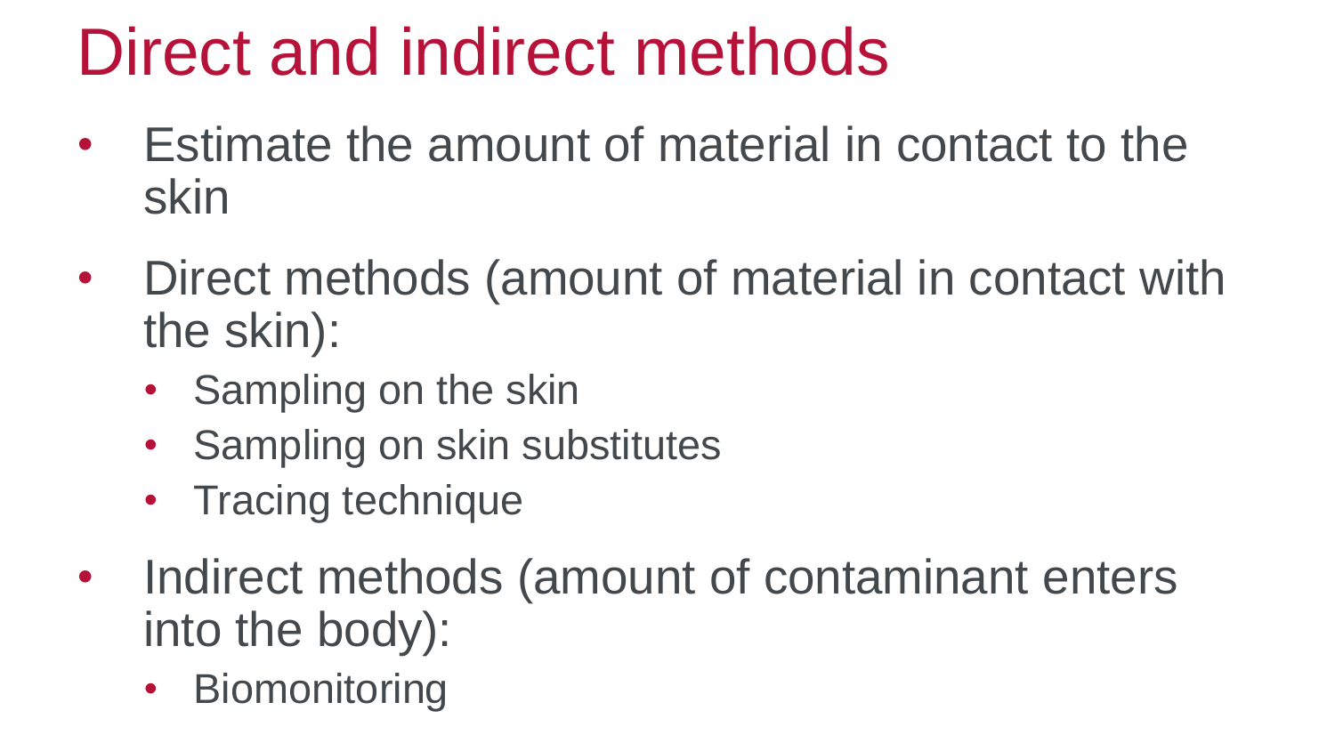# Direct and indirect methods

- Estimate the amount of material in contact to the skin
- Direct methods (amount of material in contact with the skin):
  - Sampling on the skin
  - Sampling on skin substitutes
  - Tracing technique
- Indirect methods (amount of contaminant enters into the body):
  - Biomonitoring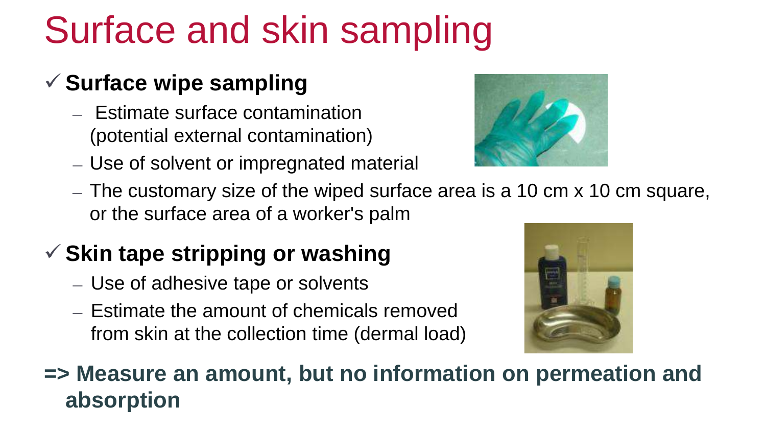# Surface and skin sampling

- ✓ **Surface wipe sampling**
  - Estimate surface contamination (potential external contamination)
  - Use of solvent or impregnated material
  - The customary size of the wiped surface area is a 10 cm x 10 cm square, or the surface area of a worker's palm
- ✓ **Skin tape stripping or washing**
  - Use of adhesive tape or solvents
  - Estimate the amount of chemicals removed from skin at the collection time (dermal load)

**=> Measure an amount, but no information on permeation and absorption**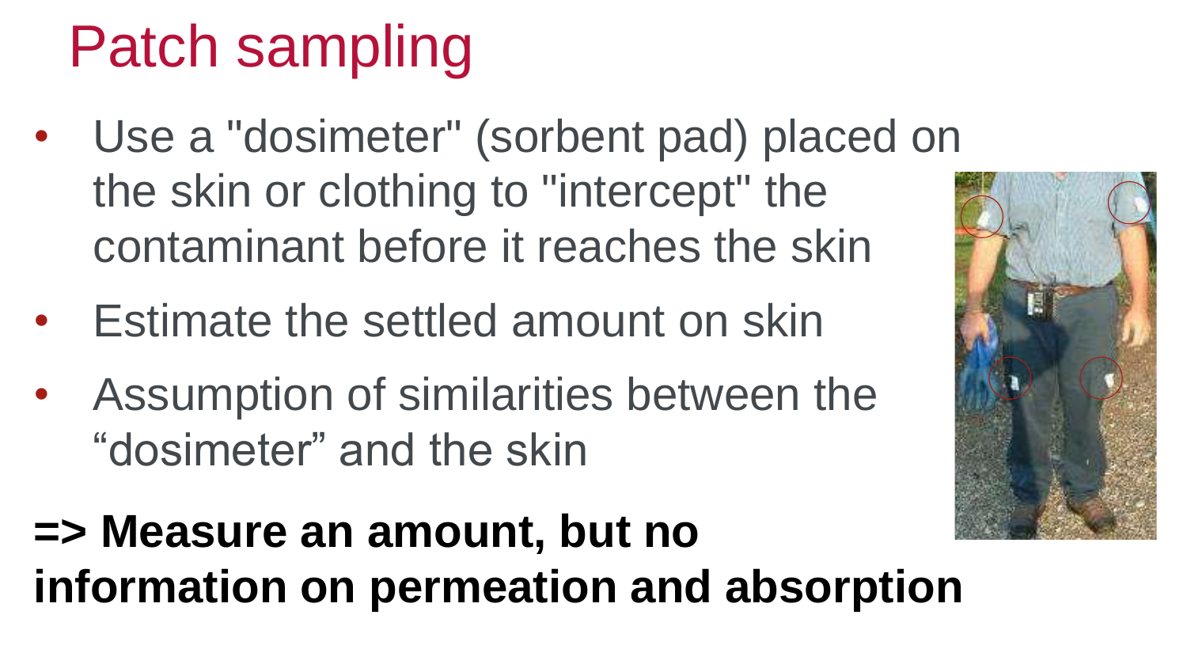# Patch sampling

- Use a "dosimeter" (sorbent pad) placed on the skin or clothing to "intercept" the contaminant before it reaches the skin
- Estimate the settled amount on skin
- Assumption of similarities between the “dosimeter” and the skin

**=> Measure an amount, but no information on permeation and absorption**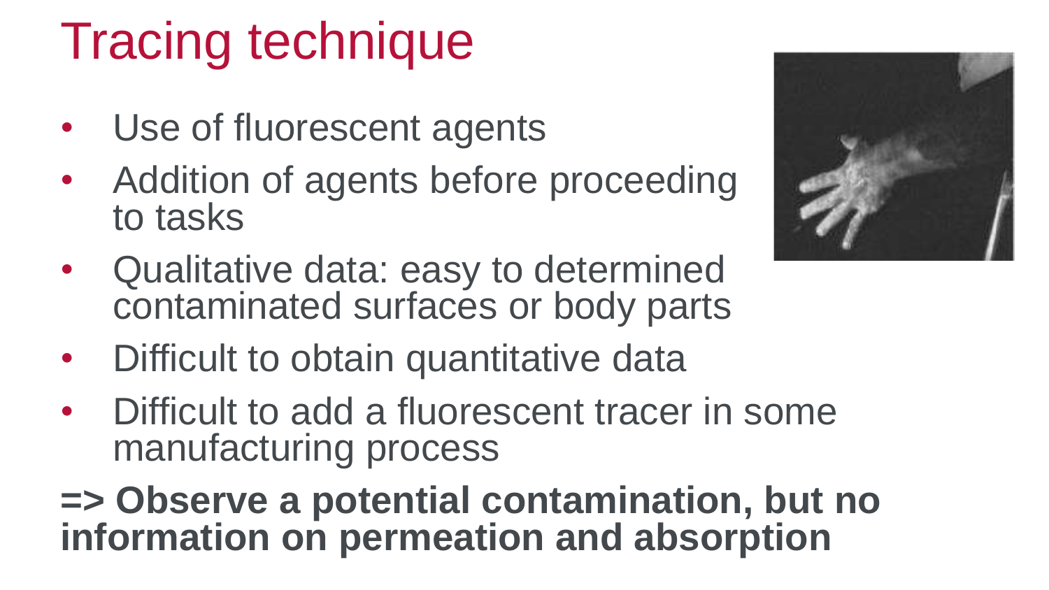# Tracing technique

- Use of fluorescent agents
- Addition of agents before proceeding to tasks
- Qualitative data: easy to determined contaminated surfaces or body parts
- Difficult to obtain quantitative data
- Difficult to add a fluorescent tracer in some manufacturing process

**=> Observe a potential contamination, but no information on permeation and absorption**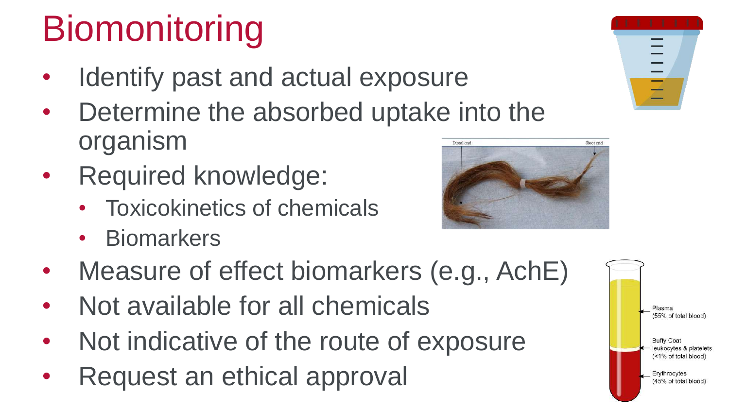# Biomonitoring

- Identify past and actual exposure
- Determine the absorbed uptake into the organism
- Required knowledge:
  - Toxicokinetics of chemicals
  - Biomarkers
- Measure of effect biomarkers (e.g., AchE)
- Not available for all chemicals
- Not indicative of the route of exposure
- Request an ethical approval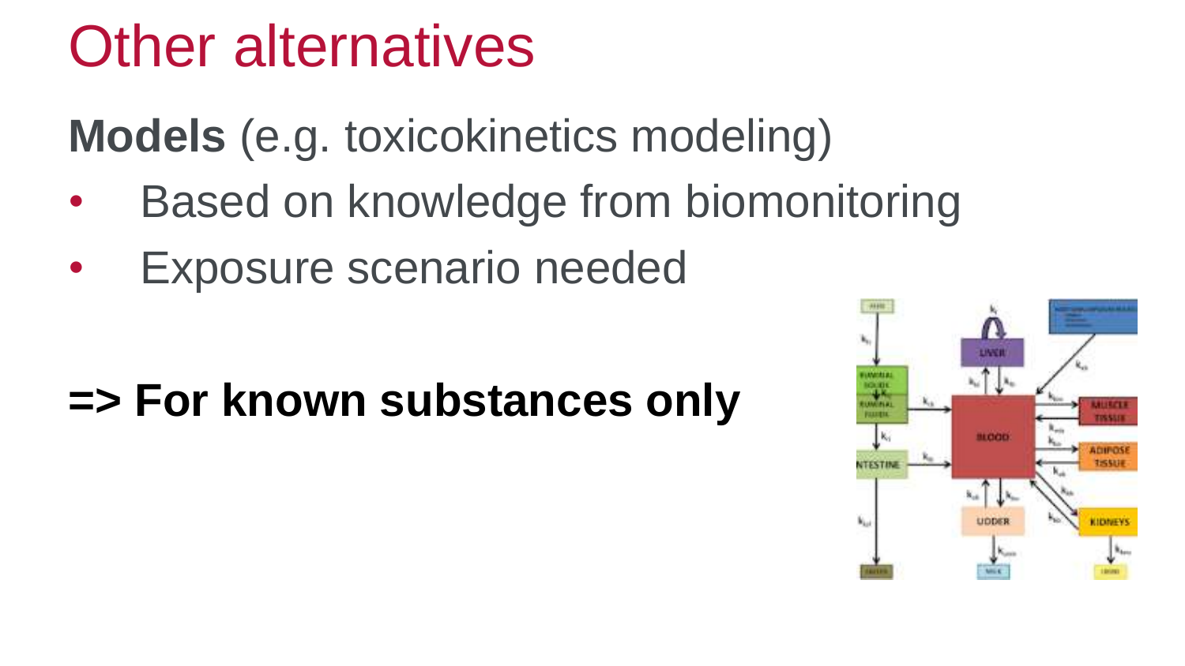# Other alternatives

**Models** (e.g. toxicokinetics modeling)

- Based on knowledge from biomonitoring
- Exposure scenario needed

**=> For known substances only**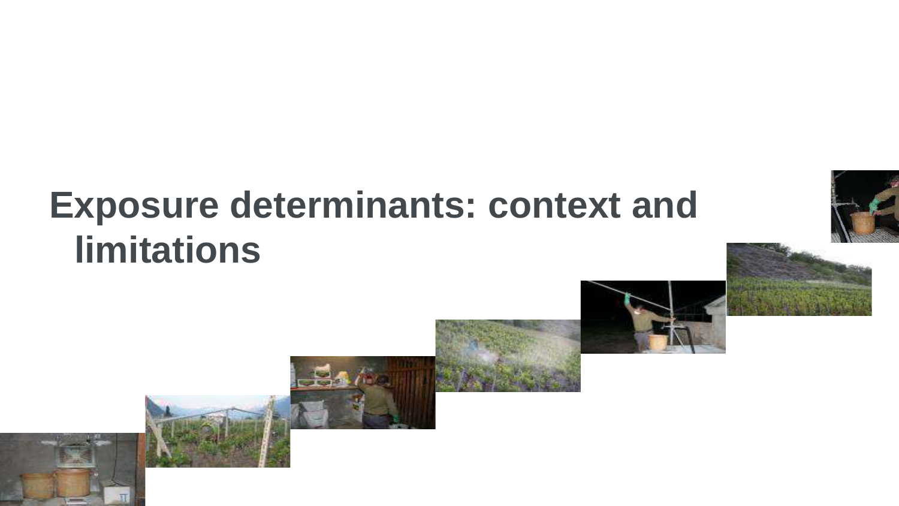# Exposure determinants: context and limitations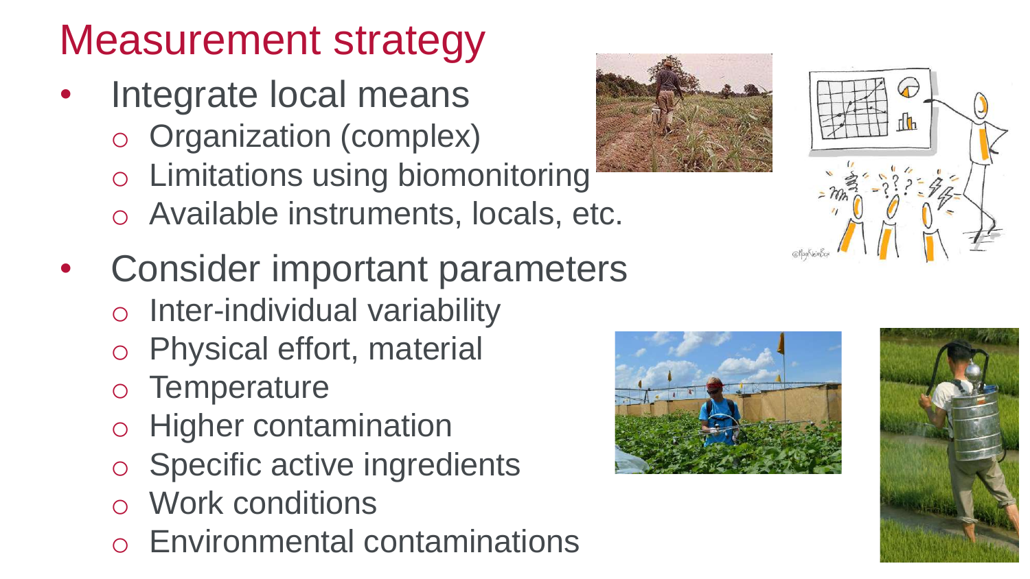# Measurement strategy

- Integrate local means
  - Organization (complex)
  - Limitations using biomonitoring
  - Available instruments, locals, etc.
- Consider important parameters
  - Inter-individual variability
  - Physical effort, material
  - Temperature
  - Higher contamination
  - Specific active ingredients
  - Work conditions
  - Environmental contaminations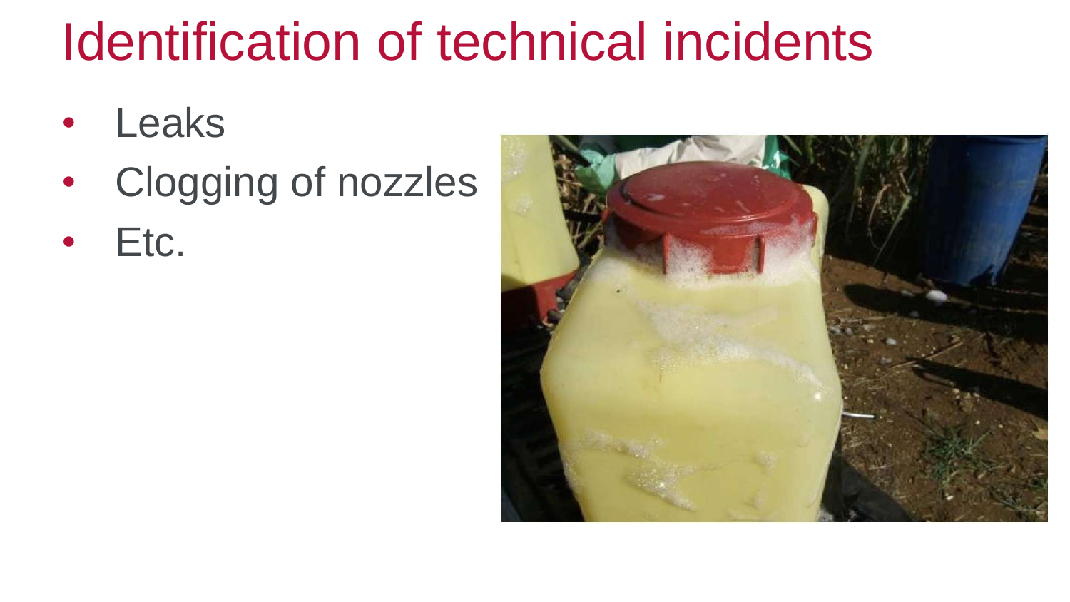# Identification of technical incidents

- Leaks
- Clogging of nozzles
- Etc.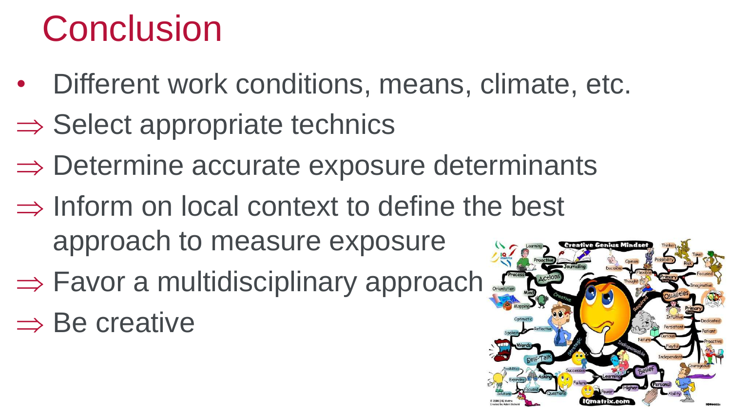# Conclusion

- Different work conditions, means, climate, etc.

⇒ Select appropriate technics

⇒ Determine accurate exposure determinants

⇒ Inform on local context to define the best approach to measure exposure

⇒ Favor a multidisciplinary approach

⇒ Be creative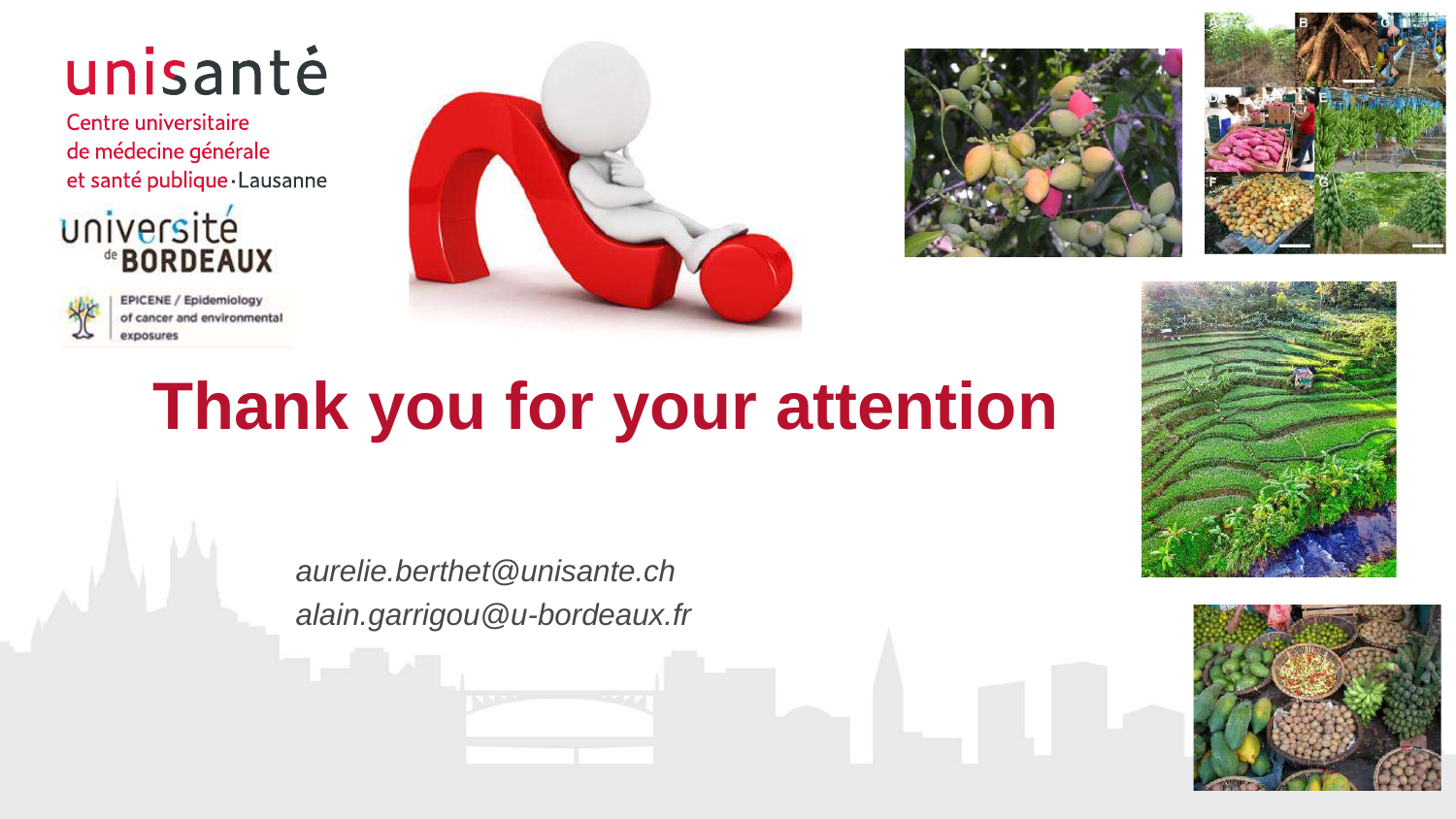unisanté

Centre universitaire de médecine générale et santé publique · Lausanne

université de BORDEAUX

EPICENE / Epidemiology of cancer and environmental exposures

# Thank you for your attention

*aurelie.berthet@unisante.ch*

*alain.garrigou@u-bordeaux.fr*